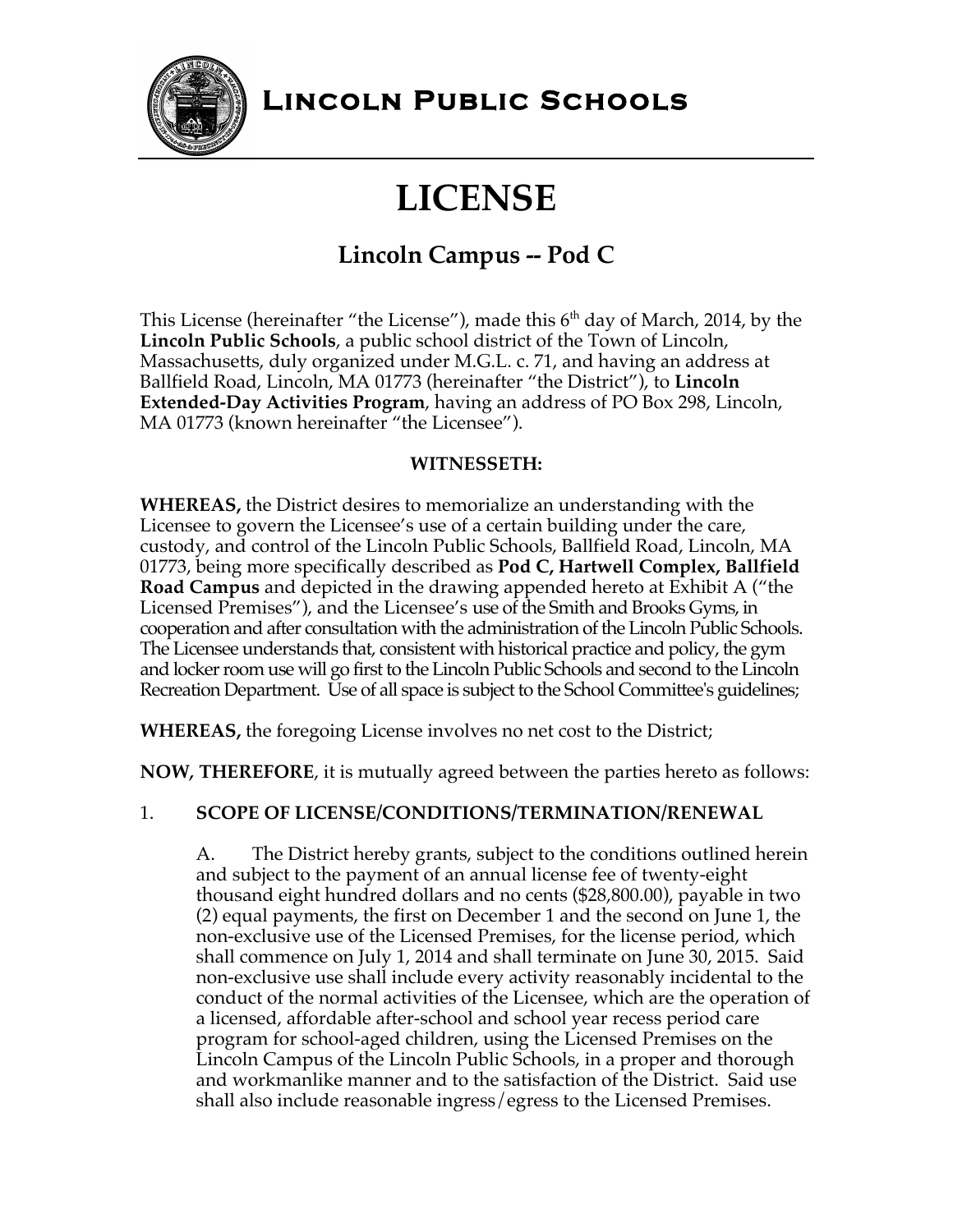# Lincoln Public Schools

# LICENSE

## Lincoln Campus -- Pod C

This License (hereinafter "the License"), made this 6th day of March, 2014, by the **Lincoln Public Schools**, a public school district of the Town of Lincoln, Massachusetts, duly organized under M.G.L. c. 71, and having an address at Ballfield Road, Lincoln, MA 01773 (hereinafter "the District"), to **Lincoln Extended-Day Activities Program**, having an address of PO Box 298, Lincoln, MA 01773 (known hereinafter "the Licensee").

**WITNESSETH:**

**WHEREAS,** the District desires to memorialize an understanding with the Licensee to govern the Licensee's use of a certain building under the care, custody, and control of the Lincoln Public Schools, Ballfield Road, Lincoln, MA 01773, being more specifically described as **Pod C, Hartwell Complex, Ballfield Road Campus** and depicted in the drawing appended hereto at Exhibit A ("the Licensed Premises"), and the Licensee's use of the Smith and Brooks Gyms, in cooperation and after consultation with the administration of the Lincoln Public Schools. The Licensee understands that, consistent with historical practice and policy, the gym and locker room use will go first to the Lincoln Public Schools and second to the Lincoln Recreation Department. Use of all space is subject to the School Committee's guidelines;

**WHEREAS,** the foregoing License involves no net cost to the District;

**NOW, THEREFORE**, it is mutually agreed between the parties hereto as follows:

1. **SCOPE OF LICENSE/CONDITIONS/TERMINATION/RENEWAL**

A. The District hereby grants, subject to the conditions outlined herein and subject to the payment of an annual license fee of twenty-eight thousand eight hundred dollars and no cents ($28,800.00), payable in two (2) equal payments, the first on December 1 and the second on June 1, the non-exclusive use of the Licensed Premises, for the license period, which shall commence on July 1, 2014 and shall terminate on June 30, 2015. Said non-exclusive use shall include every activity reasonably incidental to the conduct of the normal activities of the Licensee, which are the operation of a licensed, affordable after-school and school year recess period care program for school-aged children, using the Licensed Premises on the Lincoln Campus of the Lincoln Public Schools, in a proper and thorough and workmanlike manner and to the satisfaction of the District. Said use shall also include reasonable ingress/egress to the Licensed Premises.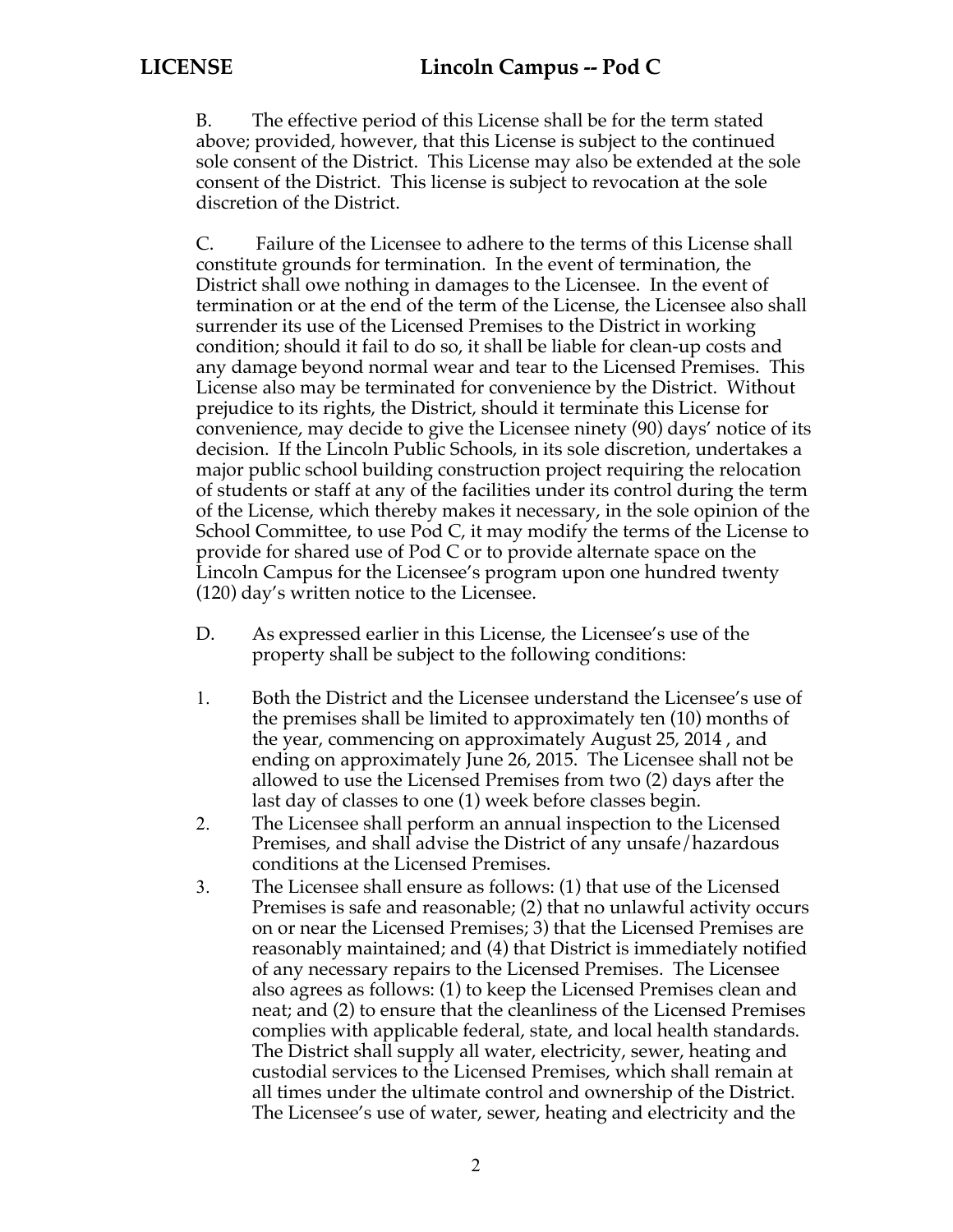B. The effective period of this License shall be for the term stated above; provided, however, that this License is subject to the continued sole consent of the District. This License may also be extended at the sole consent of the District. This license is subject to revocation at the sole discretion of the District.

C. Failure of the Licensee to adhere to the terms of this License shall constitute grounds for termination. In the event of termination, the District shall owe nothing in damages to the Licensee. In the event of termination or at the end of the term of the License, the Licensee also shall surrender its use of the Licensed Premises to the District in working condition; should it fail to do so, it shall be liable for clean-up costs and any damage beyond normal wear and tear to the Licensed Premises. This License also may be terminated for convenience by the District. Without prejudice to its rights, the District, should it terminate this License for convenience, may decide to give the Licensee ninety (90) days' notice of its decision. If the Lincoln Public Schools, in its sole discretion, undertakes a major public school building construction project requiring the relocation of students or staff at any of the facilities under its control during the term of the License, which thereby makes it necessary, in the sole opinion of the School Committee, to use Pod C, it may modify the terms of the License to provide for shared use of Pod C or to provide alternate space on the Lincoln Campus for the Licensee's program upon one hundred twenty (120) day's written notice to the Licensee.

D. As expressed earlier in this License, the Licensee's use of the property shall be subject to the following conditions:

1. Both the District and the Licensee understand the Licensee's use of the premises shall be limited to approximately ten (10) months of the year, commencing on approximately August 25, 2014 , and ending on approximately June 26, 2015. The Licensee shall not be allowed to use the Licensed Premises from two (2) days after the last day of classes to one (1) week before classes begin.
2. The Licensee shall perform an annual inspection to the Licensed Premises, and shall advise the District of any unsafe/hazardous conditions at the Licensed Premises.
3. The Licensee shall ensure as follows: (1) that use of the Licensed Premises is safe and reasonable; (2) that no unlawful activity occurs on or near the Licensed Premises; 3) that the Licensed Premises are reasonably maintained; and (4) that District is immediately notified of any necessary repairs to the Licensed Premises. The Licensee also agrees as follows: (1) to keep the Licensed Premises clean and neat; and (2) to ensure that the cleanliness of the Licensed Premises complies with applicable federal, state, and local health standards. The District shall supply all water, electricity, sewer, heating and custodial services to the Licensed Premises, which shall remain at all times under the ultimate control and ownership of the District. The Licensee's use of water, sewer, heating and electricity and the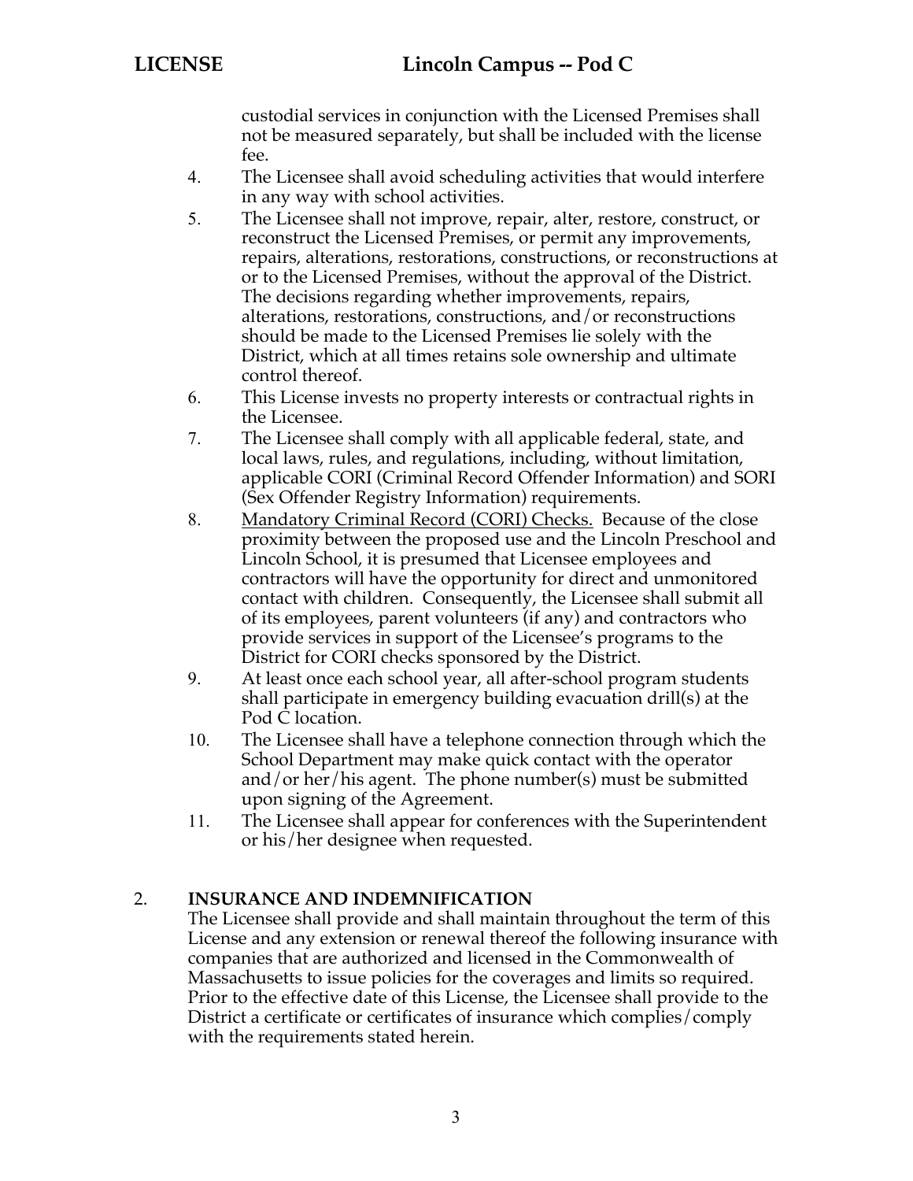custodial services in conjunction with the Licensed Premises shall not be measured separately, but shall be included with the license fee.

4. The Licensee shall avoid scheduling activities that would interfere in any way with school activities.
5. The Licensee shall not improve, repair, alter, restore, construct, or reconstruct the Licensed Premises, or permit any improvements, repairs, alterations, restorations, constructions, or reconstructions at or to the Licensed Premises, without the approval of the District. The decisions regarding whether improvements, repairs, alterations, restorations, constructions, and/or reconstructions should be made to the Licensed Premises lie solely with the District, which at all times retains sole ownership and ultimate control thereof.
6. This License invests no property interests or contractual rights in the Licensee.
7. The Licensee shall comply with all applicable federal, state, and local laws, rules, and regulations, including, without limitation, applicable CORI (Criminal Record Offender Information) and SORI (Sex Offender Registry Information) requirements.
8. Mandatory Criminal Record (CORI) Checks. Because of the close proximity between the proposed use and the Lincoln Preschool and Lincoln School, it is presumed that Licensee employees and contractors will have the opportunity for direct and unmonitored contact with children. Consequently, the Licensee shall submit all of its employees, parent volunteers (if any) and contractors who provide services in support of the Licensee's programs to the District for CORI checks sponsored by the District.
9. At least once each school year, all after-school program students shall participate in emergency building evacuation drill(s) at the Pod C location.
10. The Licensee shall have a telephone connection through which the School Department may make quick contact with the operator and/or her/his agent. The phone number(s) must be submitted upon signing of the Agreement.
11. The Licensee shall appear for conferences with the Superintendent or his/her designee when requested.

## 2. INSURANCE AND INDEMNIFICATION

The Licensee shall provide and shall maintain throughout the term of this License and any extension or renewal thereof the following insurance with companies that are authorized and licensed in the Commonwealth of Massachusetts to issue policies for the coverages and limits so required. Prior to the effective date of this License, the Licensee shall provide to the District a certificate or certificates of insurance which complies/comply with the requirements stated herein.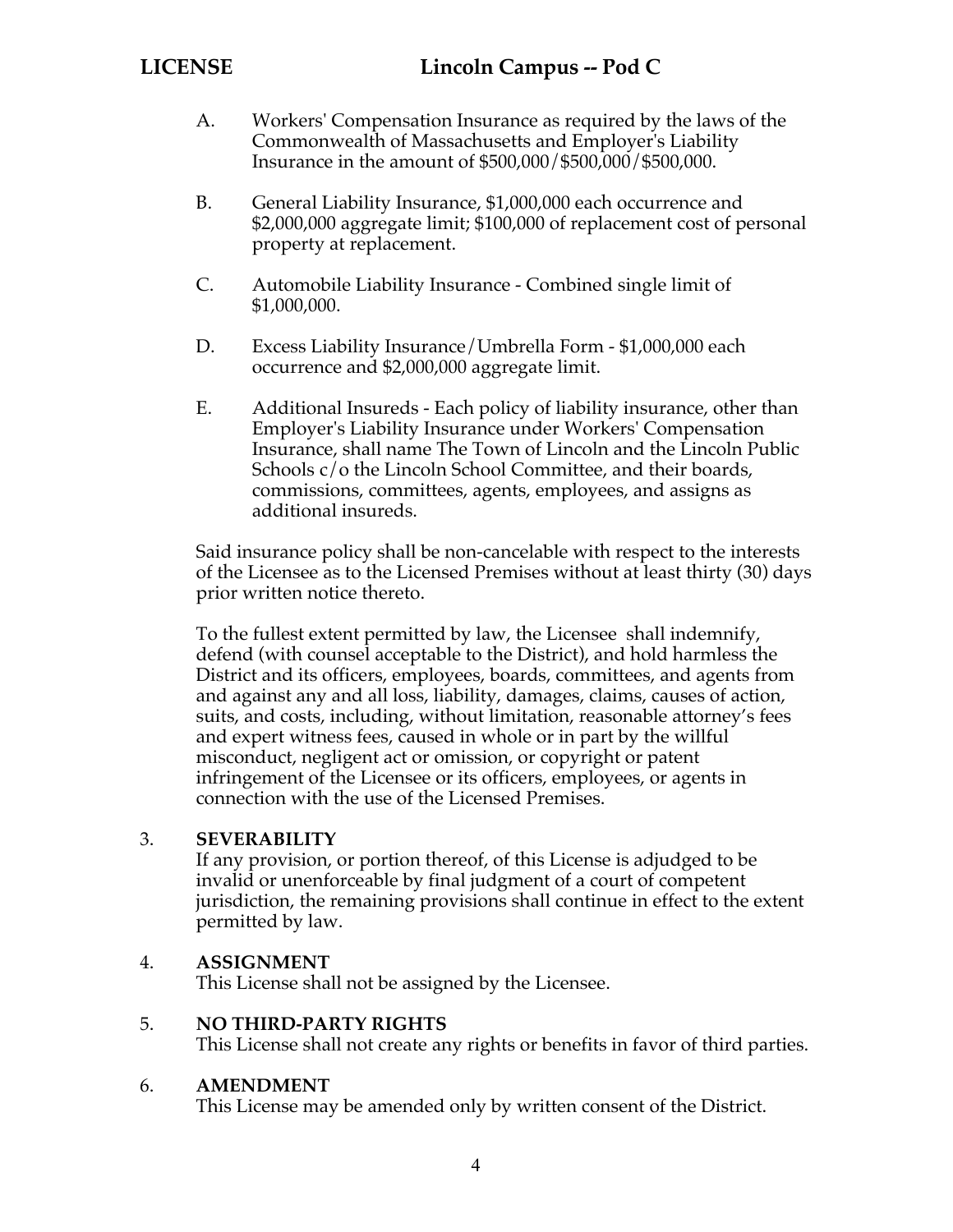A. Workers' Compensation Insurance as required by the laws of the Commonwealth of Massachusetts and Employer's Liability Insurance in the amount of $500,000/$500,000/$500,000.

B. General Liability Insurance, $1,000,000 each occurrence and $2,000,000 aggregate limit; $100,000 of replacement cost of personal property at replacement.

C. Automobile Liability Insurance - Combined single limit of $1,000,000.

D. Excess Liability Insurance/Umbrella Form - $1,000,000 each occurrence and $2,000,000 aggregate limit.

E. Additional Insureds - Each policy of liability insurance, other than Employer's Liability Insurance under Workers' Compensation Insurance, shall name The Town of Lincoln and the Lincoln Public Schools c/o the Lincoln School Committee, and their boards, commissions, committees, agents, employees, and assigns as additional insureds.

Said insurance policy shall be non-cancelable with respect to the interests of the Licensee as to the Licensed Premises without at least thirty (30) days prior written notice thereto.

To the fullest extent permitted by law, the Licensee shall indemnify, defend (with counsel acceptable to the District), and hold harmless the District and its officers, employees, boards, committees, and agents from and against any and all loss, liability, damages, claims, causes of action, suits, and costs, including, without limitation, reasonable attorney's fees and expert witness fees, caused in whole or in part by the willful misconduct, negligent act or omission, or copyright or patent infringement of the Licensee or its officers, employees, or agents in connection with the use of the Licensed Premises.

3. **SEVERABILITY**
If any provision, or portion thereof, of this License is adjudged to be invalid or unenforceable by final judgment of a court of competent jurisdiction, the remaining provisions shall continue in effect to the extent permitted by law.

4. **ASSIGNMENT**
This License shall not be assigned by the Licensee.

5. **NO THIRD-PARTY RIGHTS**
This License shall not create any rights or benefits in favor of third parties.

6. **AMENDMENT**
This License may be amended only by written consent of the District.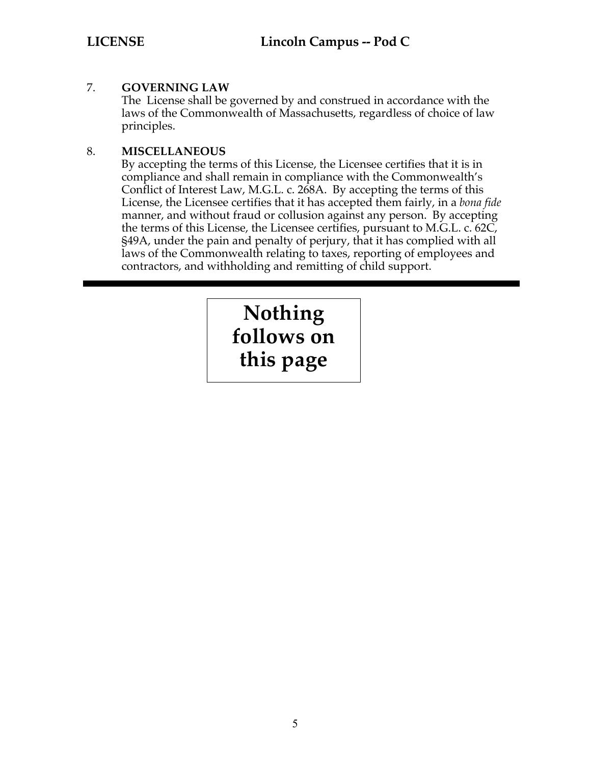7. **GOVERNING LAW**

   The License shall be governed by and construed in accordance with the laws of the Commonwealth of Massachusetts, regardless of choice of law principles.

8. **MISCELLANEOUS**

   By accepting the terms of this License, the Licensee certifies that it is in compliance and shall remain in compliance with the Commonwealth's Conflict of Interest Law, M.G.L. c. 268A. By accepting the terms of this License, the Licensee certifies that it has accepted them fairly, in a *bona fide* manner, and without fraud or collusion against any person. By accepting the terms of this License, the Licensee certifies, pursuant to M.G.L. c. 62C, §49A, under the pain and penalty of perjury, that it has complied with all laws of the Commonwealth relating to taxes, reporting of employees and contractors, and withholding and remitting of child support.

---

**Nothing follows on this page**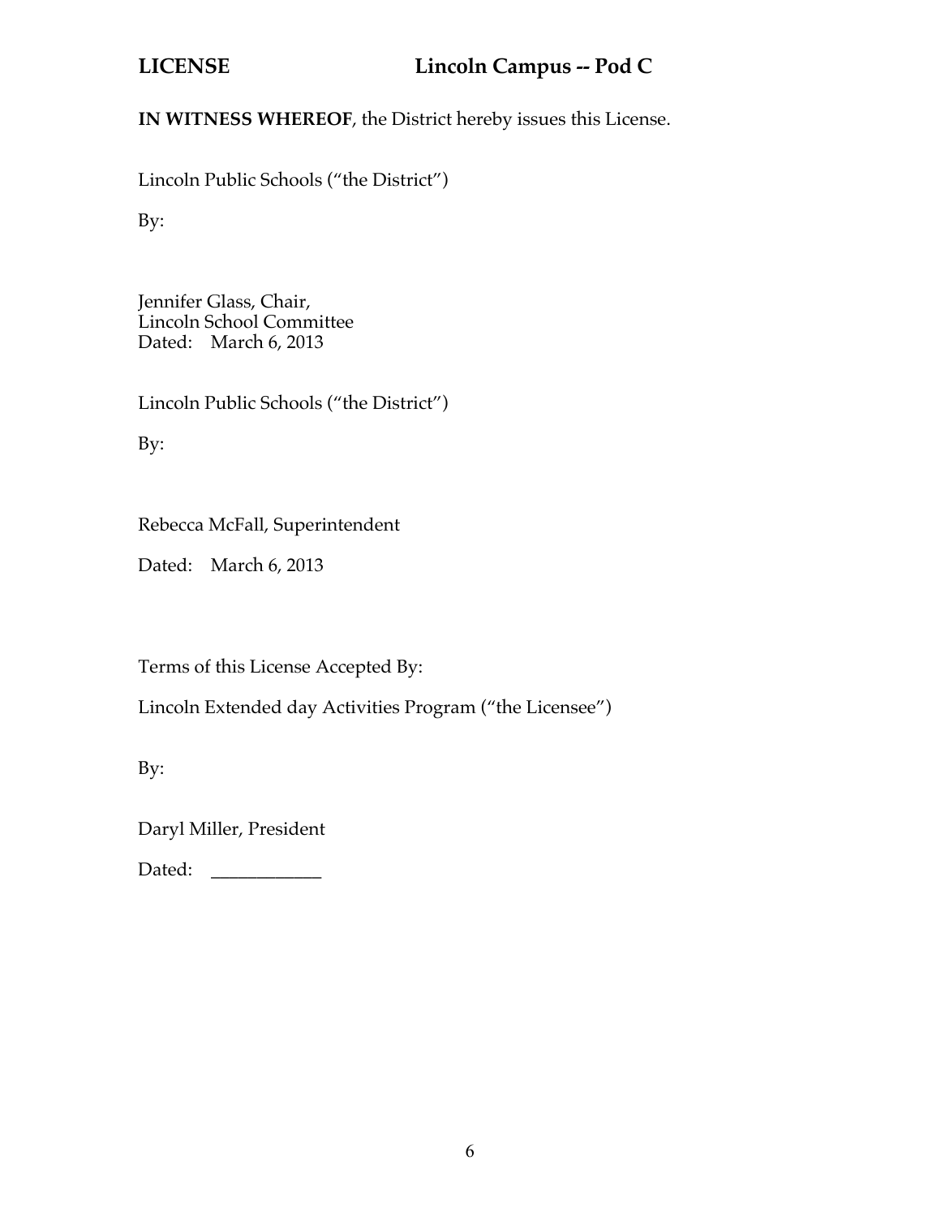**LICENSE Lincoln Campus -- Pod C**

**IN WITNESS WHEREOF**, the District hereby issues this License.

Lincoln Public Schools ("the District")

By:

Jennifer Glass, Chair,
Lincoln School Committee
Dated: March 6, 2013

Lincoln Public Schools ("the District")

By:

Rebecca McFall, Superintendent

Dated: March 6, 2013

Terms of this License Accepted By:

Lincoln Extended day Activities Program ("the Licensee")

By:

Daryl Miller, President

Dated: ____________